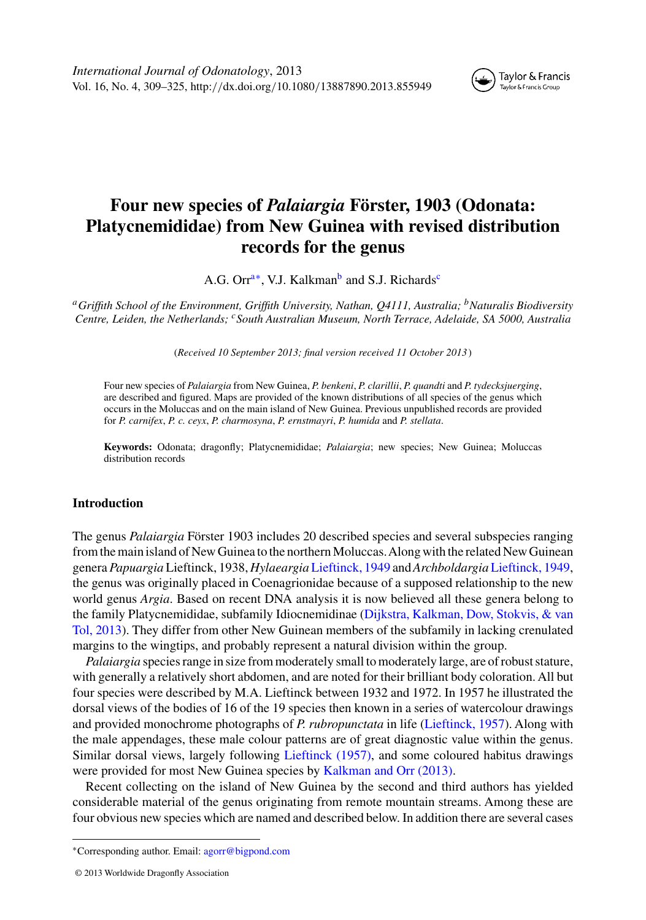# Four new species of *Palaiargia* Förster, 1903 (Odonata: Platycnemididae) from New Guinea with revised distribution records for the genus

A.G. Orr[a*], V.J. Kalkman[b] and S.J. Richards[c]

[a]*Griffith School of the Environment, Griffith University, Nathan, Q4111, Australia;* [b]*Naturalis Biodiversity Centre, Leiden, the Netherlands;* [c]*South Australian Museum, North Terrace, Adelaide, SA 5000, Australia*

(*Received 10 September 2013; final version received 11 October 2013*)

Four new species of *Palaiargia* from New Guinea, *P. benkeni*, *P. clarillii*, *P. quandti* and *P. tydecksjuerging*, are described and figured. Maps are provided of the known distributions of all species of the genus which occurs in the Moluccas and on the main island of New Guinea. Previous unpublished records are provided for *P. carnifex*, *P. c. ceyx*, *P. charmosyna*, *P. ernstmayri*, *P. humida* and *P. stellata*.

**Keywords:** Odonata; dragonfly; Platycnemididae; *Palaiargia*; new species; New Guinea; Moluccas distribution records

## Introduction

The genus *Palaiargia* Förster 1903 includes 20 described species and several subspecies ranging from the main island of New Guinea to the northern Moluccas. Along with the related New Guinean genera *Papuargia* Lieftinck, 1938, *Hylaeargia* Lieftinck, 1949 and *Archboldargia* Lieftinck, 1949, the genus was originally placed in Coenagrionidae because of a supposed relationship to the new world genus *Argia*. Based on recent DNA analysis it is now believed all these genera belong to the family Platycnemididae, subfamily Idiocnemidinae (Dijkstra, Kalkman, Dow, Stokvis, & van Tol, 2013). They differ from other New Guinean members of the subfamily in lacking crenulated margins to the wingtips, and probably represent a natural division within the group.

*Palaiargia* species range in size from moderately small to moderately large, are of robust stature, with generally a relatively short abdomen, and are noted for their brilliant body coloration. All but four species were described by M.A. Lieftinck between 1932 and 1972. In 1957 he illustrated the dorsal views of the bodies of 16 of the 19 species then known in a series of watercolour drawings and provided monochrome photographs of *P. rubropunctata* in life (Lieftinck, 1957). Along with the male appendages, these male colour patterns are of great diagnostic value within the genus. Similar dorsal views, largely following Lieftinck (1957), and some coloured habitus drawings were provided for most New Guinea species by Kalkman and Orr (2013).

Recent collecting on the island of New Guinea by the second and third authors has yielded considerable material of the genus originating from remote mountain streams. Among these are four obvious new species which are named and described below. In addition there are several cases

*Corresponding author. Email: agorr@bigpond.com

© 2013 Worldwide Dragonfly Association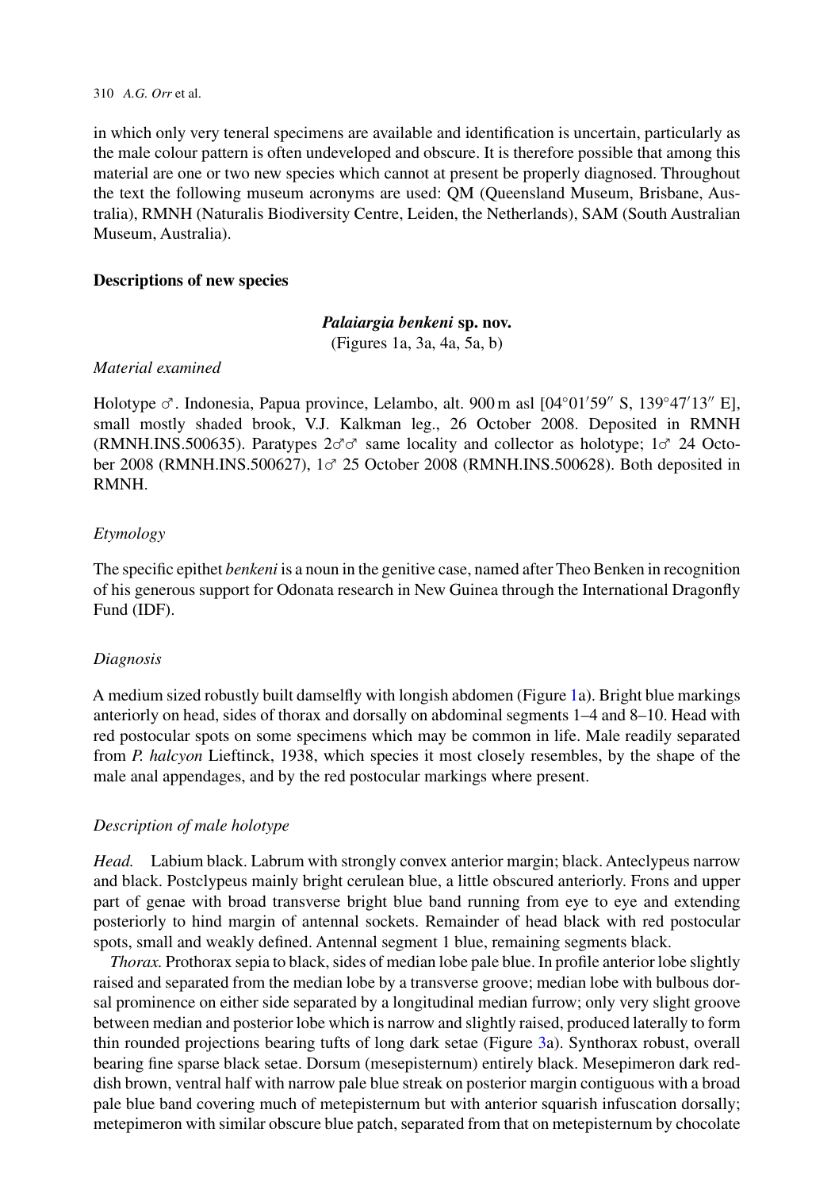in which only very teneral specimens are available and identification is uncertain, particularly as the male colour pattern is often undeveloped and obscure. It is therefore possible that among this material are one or two new species which cannot at present be properly diagnosed. Throughout the text the following museum acronyms are used: QM (Queensland Museum, Brisbane, Australia), RMNH (Naturalis Biodiversity Centre, Leiden, the Netherlands), SAM (South Australian Museum, Australia).

## Descriptions of new species

### *Palaiargia benkeni* sp. nov.

(Figures 1a, 3a, 4a, 5a, b)

#### *Material examined*

Holotype ♂. Indonesia, Papua province, Lelambo, alt. 900 m asl [04°01′59″ S, 139°47′13″ E], small mostly shaded brook, V.J. Kalkman leg., 26 October 2008. Deposited in RMNH (RMNH.INS.500635). Paratypes 2♂♂ same locality and collector as holotype; 1♂ 24 October 2008 (RMNH.INS.500627), 1♂ 25 October 2008 (RMNH.INS.500628). Both deposited in RMNH.

#### *Etymology*

The specific epithet *benkeni* is a noun in the genitive case, named after Theo Benken in recognition of his generous support for Odonata research in New Guinea through the International Dragonfly Fund (IDF).

#### *Diagnosis*

A medium sized robustly built damselfly with longish abdomen (Figure 1a). Bright blue markings anteriorly on head, sides of thorax and dorsally on abdominal segments 1–4 and 8–10. Head with red postocular spots on some specimens which may be common in life. Male readily separated from *P. halcyon* Lieftinck, 1938, which species it most closely resembles, by the shape of the male anal appendages, and by the red postocular markings where present.

#### *Description of male holotype*

*Head.* Labium black. Labrum with strongly convex anterior margin; black. Anteclypeus narrow and black. Postclypeus mainly bright cerulean blue, a little obscured anteriorly. Frons and upper part of genae with broad transverse bright blue band running from eye to eye and extending posteriorly to hind margin of antennal sockets. Remainder of head black with red postocular spots, small and weakly defined. Antennal segment 1 blue, remaining segments black.

*Thorax.* Prothorax sepia to black, sides of median lobe pale blue. In profile anterior lobe slightly raised and separated from the median lobe by a transverse groove; median lobe with bulbous dorsal prominence on either side separated by a longitudinal median furrow; only very slight groove between median and posterior lobe which is narrow and slightly raised, produced laterally to form thin rounded projections bearing tufts of long dark setae (Figure 3a). Synthorax robust, overall bearing fine sparse black setae. Dorsum (mesepisternum) entirely black. Mesepimeron dark reddish brown, ventral half with narrow pale blue streak on posterior margin contiguous with a broad pale blue band covering much of metepisternum but with anterior squarish infuscation dorsally; metepimeron with similar obscure blue patch, separated from that on metepisternum by chocolate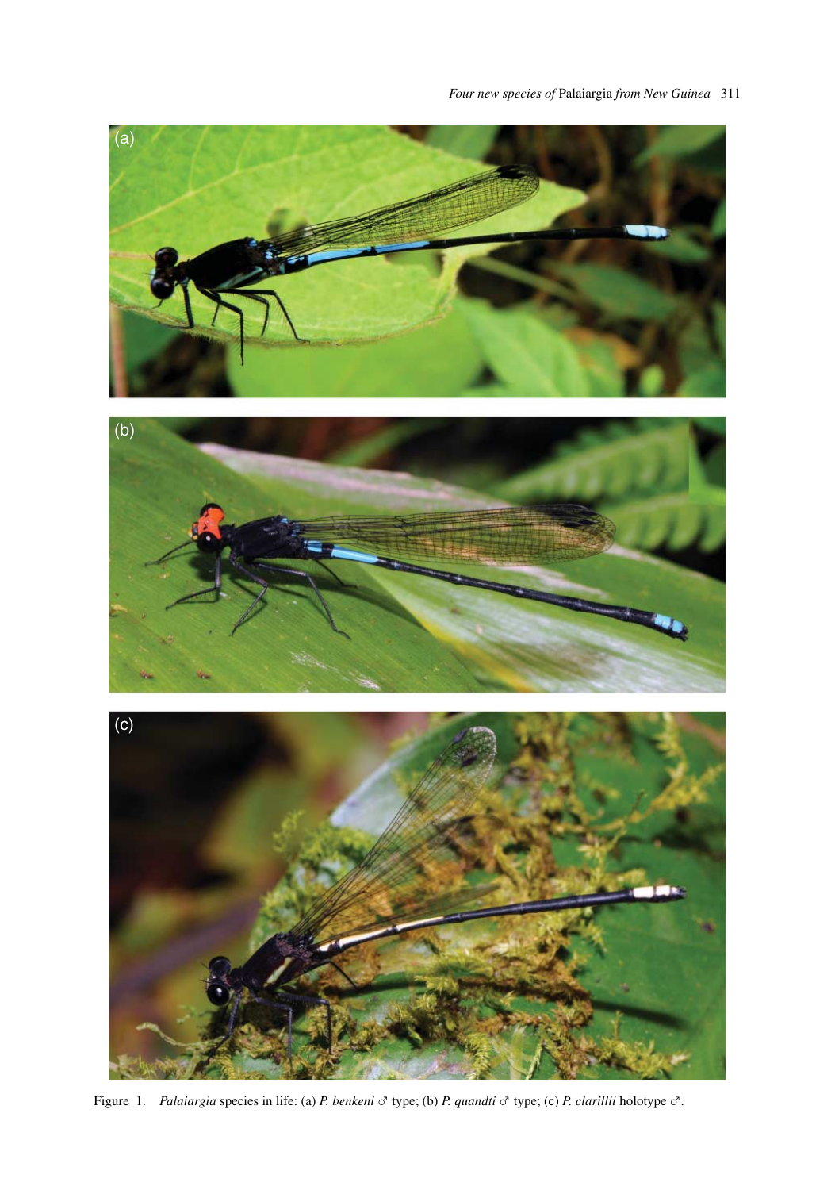(a)

(b)

(c)

Figure 1. *Palaiargia* species in life: (a) *P. benkeni* ♂ type; (b) *P. quandti* ♂ type; (c) *P. clarillii* holotype ♂.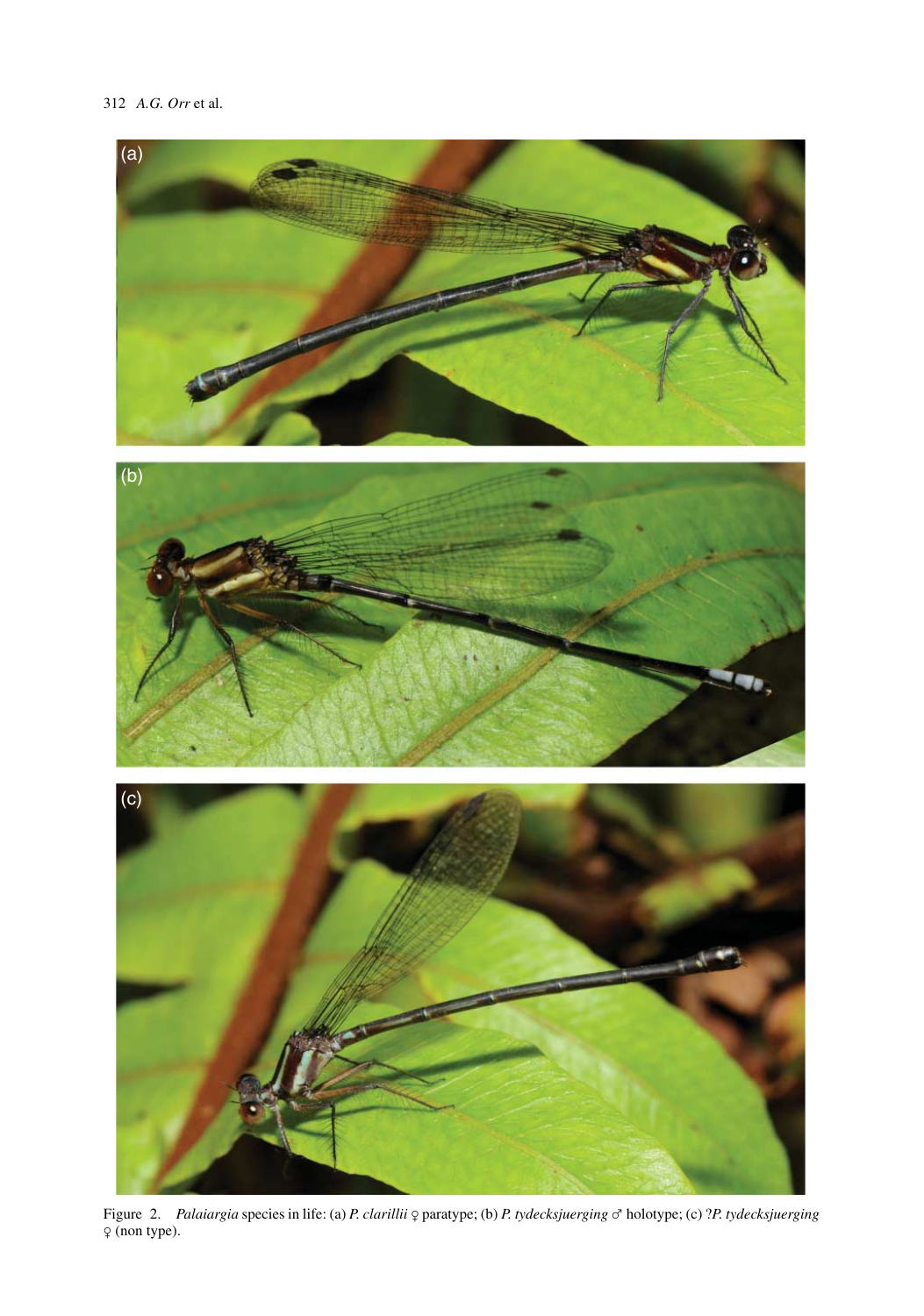Figure 2. *Palaiargia* species in life: (a) *P. clarillii* ♀ paratype; (b) *P. tydecksjuerging* ♂ holotype; (c) ?*P. tydecksjuerging* ♀ (non type).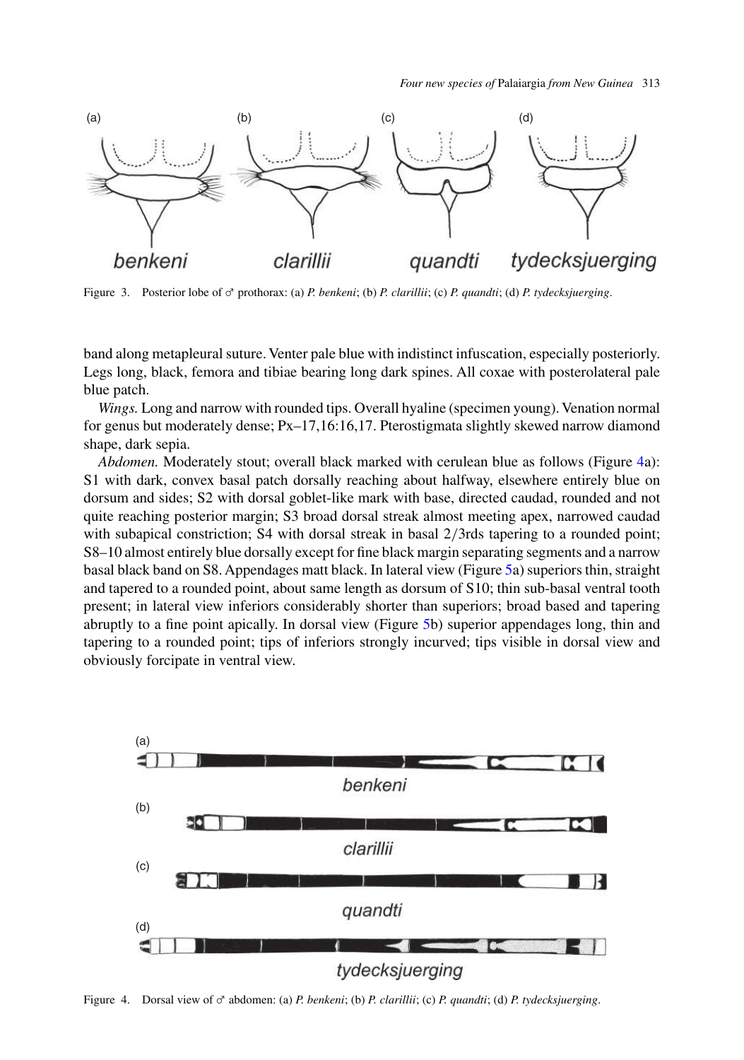Figure 3. Posterior lobe of ♂ prothorax: (a) *P. benkeni*; (b) *P. clarillii*; (c) *P. quandti*; (d) *P. tydecksjuerging*.

band along metapleural suture. Venter pale blue with indistinct infuscation, especially posteriorly. Legs long, black, femora and tibiae bearing long dark spines. All coxae with posterolateral pale blue patch.

*Wings.* Long and narrow with rounded tips. Overall hyaline (specimen young). Venation normal for genus but moderately dense; Px–17,16:16,17. Pterostigmata slightly skewed narrow diamond shape, dark sepia.

*Abdomen.* Moderately stout; overall black marked with cerulean blue as follows (Figure 4a): S1 with dark, convex basal patch dorsally reaching about halfway, elsewhere entirely blue on dorsum and sides; S2 with dorsal goblet-like mark with base, directed caudad, and not quite reaching posterior margin; S3 broad dorsal streak almost meeting apex, narrowed caudad with subapical constriction; S4 with dorsal streak in basal 2/3rds tapering to a rounded point; S8–10 almost entirely blue dorsally except for fine black margin separating segments and a narrow basal black band on S8. Appendages matt black. In lateral view (Figure 5a) superiors thin, straight and tapered to a rounded point, about same length as dorsum of S10; thin sub-basal ventral tooth present; in lateral view inferiors considerably shorter than superiors; broad based and tapering abruptly to a fine point apically. In dorsal view (Figure 5b) superior appendages long, thin and tapering to a rounded point; tips of inferiors strongly incurved; tips visible in dorsal view and obviously forcipate in ventral view.

Figure 4. Dorsal view of ♂ abdomen: (a) *P. benkeni*; (b) *P. clarillii*; (c) *P. quandti*; (d) *P. tydecksjuerging*.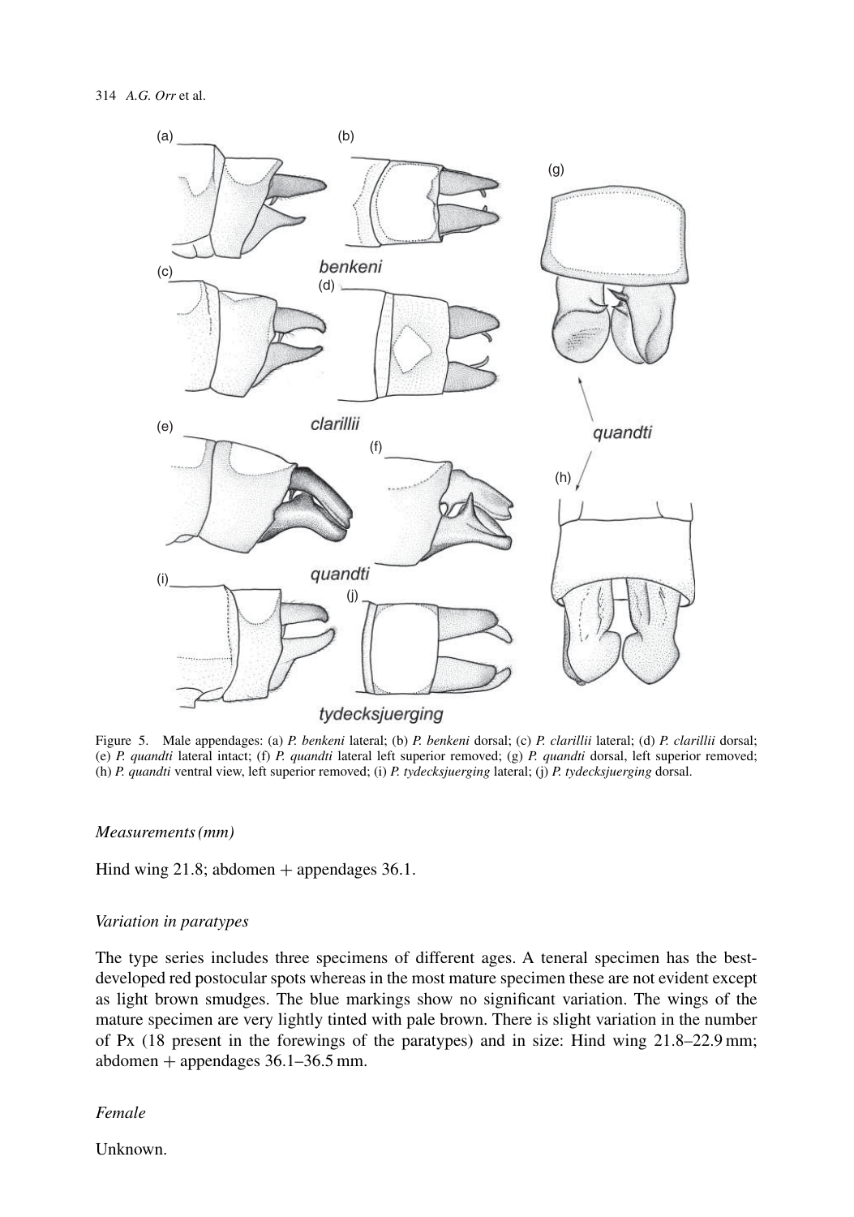Figure 5. Male appendages: (a) *P. benkeni* lateral; (b) *P. benkeni* dorsal; (c) *P. clarillii* lateral; (d) *P. clarillii* dorsal; (e) *P. quandti* lateral intact; (f) *P. quandti* lateral left superior removed; (g) *P. quandti* dorsal, left superior removed; (h) *P. quandti* ventral view, left superior removed; (i) *P. tydecksjuerging* lateral; (j) *P. tydecksjuerging* dorsal.

*Measurements (mm)*

Hind wing 21.8; abdomen + appendages 36.1.

*Variation in paratypes*

The type series includes three specimens of different ages. A teneral specimen has the best-developed red postocular spots whereas in the most mature specimen these are not evident except as light brown smudges. The blue markings show no significant variation. The wings of the mature specimen are very lightly tinted with pale brown. There is slight variation in the number of Px (18 present in the forewings of the paratypes) and in size: Hind wing 21.8–22.9 mm; abdomen + appendages 36.1–36.5 mm.

*Female*

Unknown.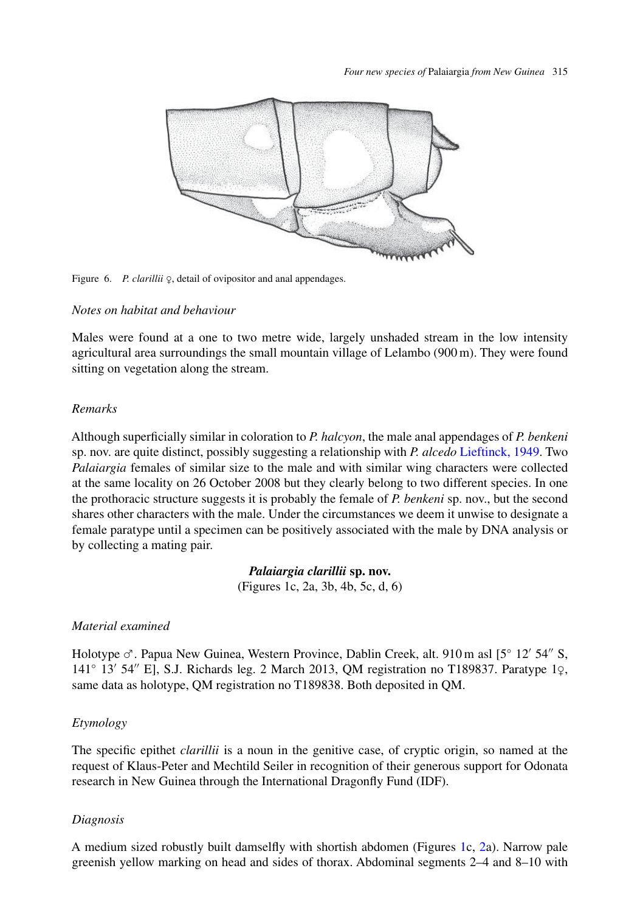Figure 6. *P. clarillii* ♀, detail of ovipositor and anal appendages.

*Notes on habitat and behaviour*

Males were found at a one to two metre wide, largely unshaded stream in the low intensity agricultural area surroundings the small mountain village of Lelambo (900 m). They were found sitting on vegetation along the stream.

*Remarks*

Although superficially similar in coloration to *P. halcyon*, the male anal appendages of *P. benkeni* sp. nov. are quite distinct, possibly suggesting a relationship with *P. alcedo* Lieftinck, 1949. Two *Palaiargia* females of similar size to the male and with similar wing characters were collected at the same locality on 26 October 2008 but they clearly belong to two different species. In one the prothoracic structure suggests it is probably the female of *P. benkeni* sp. nov., but the second shares other characters with the male. Under the circumstances we deem it unwise to designate a female paratype until a specimen can be positively associated with the male by DNA analysis or by collecting a mating pair.

## ***Palaiargia clarillii* sp. nov.**

(Figures 1c, 2a, 3b, 4b, 5c, d, 6)

*Material examined*

Holotype ♂. Papua New Guinea, Western Province, Dablin Creek, alt. 910 m asl [5° 12′ 54″ S, 141° 13′ 54″ E], S.J. Richards leg. 2 March 2013, QM registration no T189837. Paratype 1♀, same data as holotype, QM registration no T189838. Both deposited in QM.

*Etymology*

The specific epithet *clarillii* is a noun in the genitive case, of cryptic origin, so named at the request of Klaus-Peter and Mechtild Seiler in recognition of their generous support for Odonata research in New Guinea through the International Dragonfly Fund (IDF).

*Diagnosis*

A medium sized robustly built damselfly with shortish abdomen (Figures 1c, 2a). Narrow pale greenish yellow marking on head and sides of thorax. Abdominal segments 2–4 and 8–10 with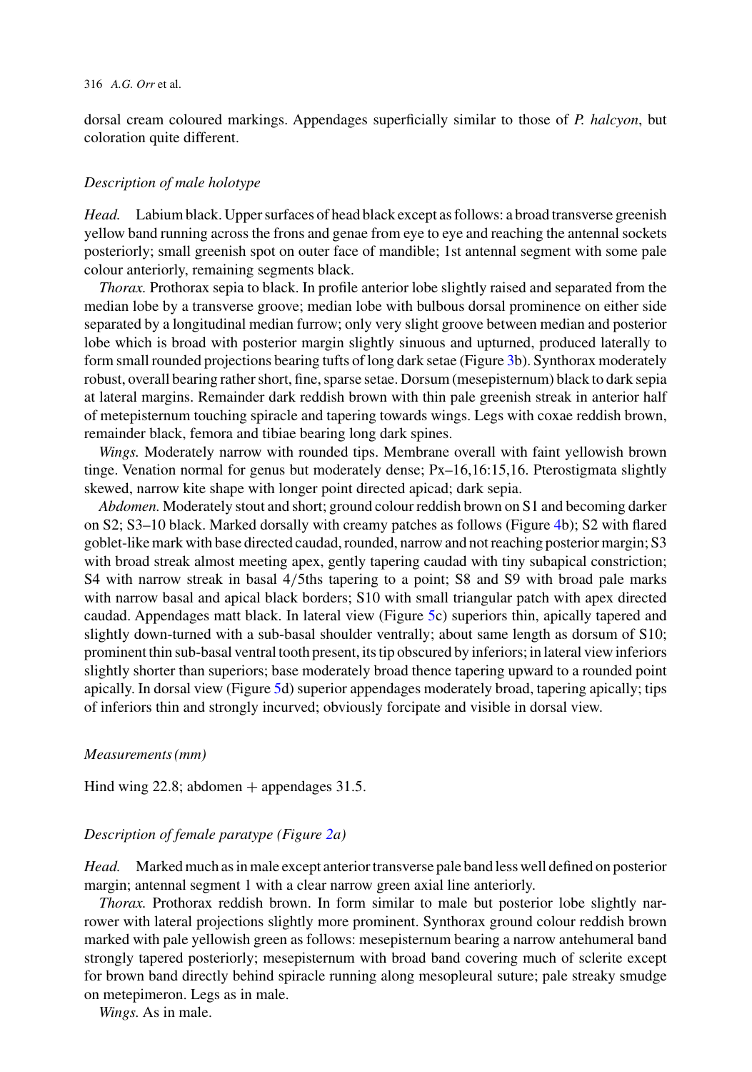dorsal cream coloured markings. Appendages superficially similar to those of *P. halcyon*, but coloration quite different.

### *Description of male holotype*

*Head.* Labium black. Upper surfaces of head black except as follows: a broad transverse greenish yellow band running across the frons and genae from eye to eye and reaching the antennal sockets posteriorly; small greenish spot on outer face of mandible; 1st antennal segment with some pale colour anteriorly, remaining segments black.

*Thorax.* Prothorax sepia to black. In profile anterior lobe slightly raised and separated from the median lobe by a transverse groove; median lobe with bulbous dorsal prominence on either side separated by a longitudinal median furrow; only very slight groove between median and posterior lobe which is broad with posterior margin slightly sinuous and upturned, produced laterally to form small rounded projections bearing tufts of long dark setae (Figure 3b). Synthorax moderately robust, overall bearing rather short, fine, sparse setae. Dorsum (mesepisternum) black to dark sepia at lateral margins. Remainder dark reddish brown with thin pale greenish streak in anterior half of metepisternum touching spiracle and tapering towards wings. Legs with coxae reddish brown, remainder black, femora and tibiae bearing long dark spines.

*Wings.* Moderately narrow with rounded tips. Membrane overall with faint yellowish brown tinge. Venation normal for genus but moderately dense; Px–16,16:15,16. Pterostigmata slightly skewed, narrow kite shape with longer point directed apicad; dark sepia.

*Abdomen.* Moderately stout and short; ground colour reddish brown on S1 and becoming darker on S2; S3–10 black. Marked dorsally with creamy patches as follows (Figure 4b); S2 with flared goblet-like mark with base directed caudad, rounded, narrow and not reaching posterior margin; S3 with broad streak almost meeting apex, gently tapering caudad with tiny subapical constriction; S4 with narrow streak in basal 4/5ths tapering to a point; S8 and S9 with broad pale marks with narrow basal and apical black borders; S10 with small triangular patch with apex directed caudad. Appendages matt black. In lateral view (Figure 5c) superiors thin, apically tapered and slightly down-turned with a sub-basal shoulder ventrally; about same length as dorsum of S10; prominent thin sub-basal ventral tooth present, its tip obscured by inferiors; in lateral view inferiors slightly shorter than superiors; base moderately broad thence tapering upward to a rounded point apically. In dorsal view (Figure 5d) superior appendages moderately broad, tapering apically; tips of inferiors thin and strongly incurved; obviously forcipate and visible in dorsal view.

### *Measurements (mm)*

Hind wing 22.8; abdomen + appendages 31.5.

### *Description of female paratype (Figure 2a)*

*Head.* Marked much as in male except anterior transverse pale band less well defined on posterior margin; antennal segment 1 with a clear narrow green axial line anteriorly.

*Thorax.* Prothorax reddish brown. In form similar to male but posterior lobe slightly narrower with lateral projections slightly more prominent. Synthorax ground colour reddish brown marked with pale yellowish green as follows: mesepisternum bearing a narrow antehumeral band strongly tapered posteriorly; mesepisternum with broad band covering much of sclerite except for brown band directly behind spiracle running along mesopleural suture; pale streaky smudge on metepimeron. Legs as in male.

*Wings.* As in male.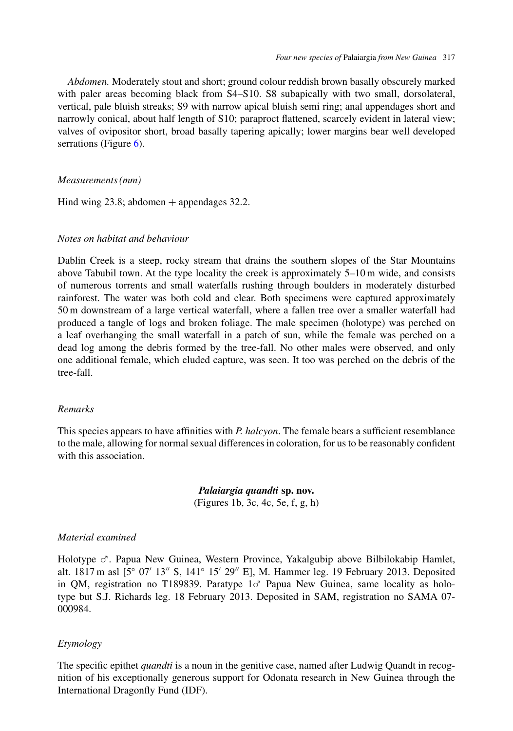*Abdomen.* Moderately stout and short; ground colour reddish brown basally obscurely marked with paler areas becoming black from S4–S10. S8 subapically with two small, dorsolateral, vertical, pale bluish streaks; S9 with narrow apical bluish semi ring; anal appendages short and narrowly conical, about half length of S10; paraproct flattened, scarcely evident in lateral view; valves of ovipositor short, broad basally tapering apically; lower margins bear well developed serrations (Figure 6).

### *Measurements (mm)*

Hind wing 23.8; abdomen + appendages 32.2.

### *Notes on habitat and behaviour*

Dablin Creek is a steep, rocky stream that drains the southern slopes of the Star Mountains above Tabubil town. At the type locality the creek is approximately 5–10 m wide, and consists of numerous torrents and small waterfalls rushing through boulders in moderately disturbed rainforest. The water was both cold and clear. Both specimens were captured approximately 50 m downstream of a large vertical waterfall, where a fallen tree over a smaller waterfall had produced a tangle of logs and broken foliage. The male specimen (holotype) was perched on a leaf overhanging the small waterfall in a patch of sun, while the female was perched on a dead log among the debris formed by the tree-fall. No other males were observed, and only one additional female, which eluded capture, was seen. It too was perched on the debris of the tree-fall.

### *Remarks*

This species appears to have affinities with *P. halcyon*. The female bears a sufficient resemblance to the male, allowing for normal sexual differences in coloration, for us to be reasonably confident with this association.

## ***Palaiargia quandti* sp. nov.**

(Figures 1b, 3c, 4c, 5e, f, g, h)

### *Material examined*

Holotype ♂. Papua New Guinea, Western Province, Yakalgubip above Bilbilokabip Hamlet, alt. 1817 m asl [5° 07′ 13″ S, 141° 15′ 29″ E], M. Hammer leg. 19 February 2013. Deposited in QM, registration no T189839. Paratype 1♂ Papua New Guinea, same locality as holotype but S.J. Richards leg. 18 February 2013. Deposited in SAM, registration no SAMA 07-000984.

### *Etymology*

The specific epithet *quandti* is a noun in the genitive case, named after Ludwig Quandt in recognition of his exceptionally generous support for Odonata research in New Guinea through the International Dragonfly Fund (IDF).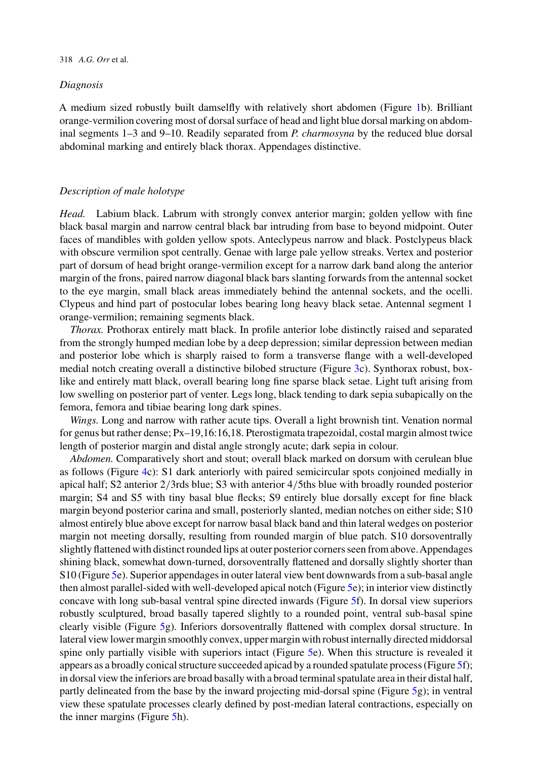### *Diagnosis*

A medium sized robustly built damselfly with relatively short abdomen (Figure 1b). Brilliant orange-vermilion covering most of dorsal surface of head and light blue dorsal marking on abdominal segments 1–3 and 9–10. Readily separated from *P. charmosyna* by the reduced blue dorsal abdominal marking and entirely black thorax. Appendages distinctive.

### *Description of male holotype*

*Head.* Labium black. Labrum with strongly convex anterior margin; golden yellow with fine black basal margin and narrow central black bar intruding from base to beyond midpoint. Outer faces of mandibles with golden yellow spots. Anteclypeus narrow and black. Postclypeus black with obscure vermilion spot centrally. Genae with large pale yellow streaks. Vertex and posterior part of dorsum of head bright orange-vermilion except for a narrow dark band along the anterior margin of the frons, paired narrow diagonal black bars slanting forwards from the antennal socket to the eye margin, small black areas immediately behind the antennal sockets, and the ocelli. Clypeus and hind part of postocular lobes bearing long heavy black setae. Antennal segment 1 orange-vermilion; remaining segments black.

*Thorax.* Prothorax entirely matt black. In profile anterior lobe distinctly raised and separated from the strongly humped median lobe by a deep depression; similar depression between median and posterior lobe which is sharply raised to form a transverse flange with a well-developed medial notch creating overall a distinctive bilobed structure (Figure 3c). Synthorax robust, box-like and entirely matt black, overall bearing long fine sparse black setae. Light tuft arising from low swelling on posterior part of venter. Legs long, black tending to dark sepia subapically on the femora, femora and tibiae bearing long dark spines.

*Wings.* Long and narrow with rather acute tips. Overall a light brownish tint. Venation normal for genus but rather dense; Px–19,16:16,18. Pterostigmata trapezoidal, costal margin almost twice length of posterior margin and distal angle strongly acute; dark sepia in colour.

*Abdomen.* Comparatively short and stout; overall black marked on dorsum with cerulean blue as follows (Figure 4c): S1 dark anteriorly with paired semicircular spots conjoined medially in apical half; S2 anterior 2/3rds blue; S3 with anterior 4/5ths blue with broadly rounded posterior margin; S4 and S5 with tiny basal blue flecks; S9 entirely blue dorsally except for fine black margin beyond posterior carina and small, posteriorly slanted, median notches on either side; S10 almost entirely blue above except for narrow basal black band and thin lateral wedges on posterior margin not meeting dorsally, resulting from rounded margin of blue patch. S10 dorsoventrally slightly flattened with distinct rounded lips at outer posterior corners seen from above. Appendages shining black, somewhat down-turned, dorsoventrally flattened and dorsally slightly shorter than S10 (Figure 5e). Superior appendages in outer lateral view bent downwards from a sub-basal angle then almost parallel-sided with well-developed apical notch (Figure 5e); in interior view distinctly concave with long sub-basal ventral spine directed inwards (Figure 5f). In dorsal view superiors robustly sculptured, broad basally tapered slightly to a rounded point, ventral sub-basal spine clearly visible (Figure 5g). Inferiors dorsoventrally flattened with complex dorsal structure. In lateral view lower margin smoothly convex, upper margin with robust internally directed middorsal spine only partially visible with superiors intact (Figure 5e). When this structure is revealed it appears as a broadly conical structure succeeded apicad by a rounded spatulate process (Figure 5f); in dorsal view the inferiors are broad basally with a broad terminal spatulate area in their distal half, partly delineated from the base by the inward projecting mid-dorsal spine (Figure 5g); in ventral view these spatulate processes clearly defined by post-median lateral contractions, especially on the inner margins (Figure 5h).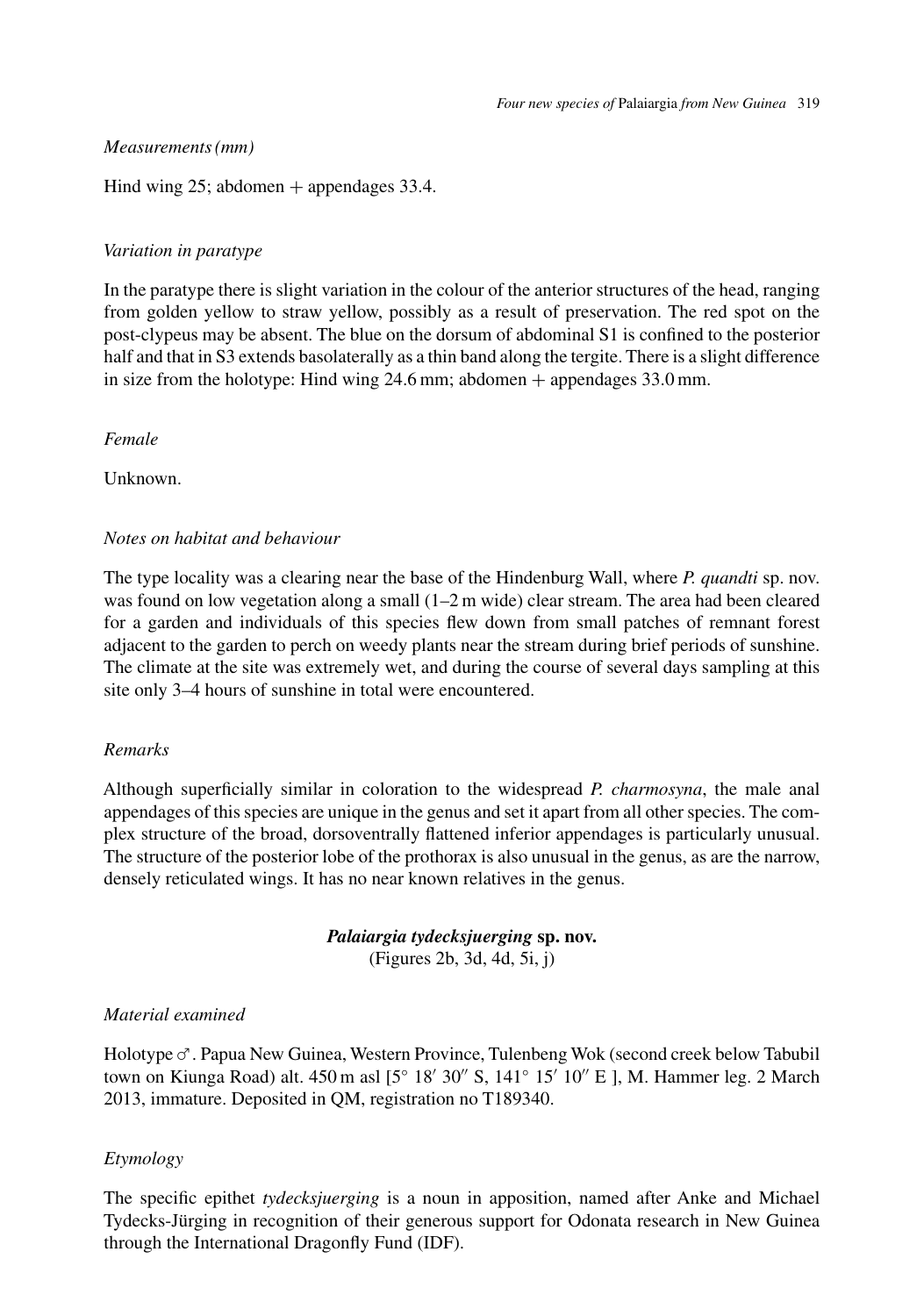*Measurements (mm)*

Hind wing 25; abdomen + appendages 33.4.

*Variation in paratype*

In the paratype there is slight variation in the colour of the anterior structures of the head, ranging from golden yellow to straw yellow, possibly as a result of preservation. The red spot on the post-clypeus may be absent. The blue on the dorsum of abdominal S1 is confined to the posterior half and that in S3 extends basolaterally as a thin band along the tergite. There is a slight difference in size from the holotype: Hind wing 24.6 mm; abdomen + appendages 33.0 mm.

*Female*

Unknown.

*Notes on habitat and behaviour*

The type locality was a clearing near the base of the Hindenburg Wall, where *P. quandti* sp. nov. was found on low vegetation along a small (1–2 m wide) clear stream. The area had been cleared for a garden and individuals of this species flew down from small patches of remnant forest adjacent to the garden to perch on weedy plants near the stream during brief periods of sunshine. The climate at the site was extremely wet, and during the course of several days sampling at this site only 3–4 hours of sunshine in total were encountered.

*Remarks*

Although superficially similar in coloration to the widespread *P. charmosyna*, the male anal appendages of this species are unique in the genus and set it apart from all other species. The complex structure of the broad, dorsoventrally flattened inferior appendages is particularly unusual. The structure of the posterior lobe of the prothorax is also unusual in the genus, as are the narrow, densely reticulated wings. It has no near known relatives in the genus.

**_Palaiargia tydecksjuerging_ sp. nov.**
(Figures 2b, 3d, 4d, 5i, j)

*Material examined*

Holotype ♂. Papua New Guinea, Western Province, Tulenbeng Wok (second creek below Tabubil town on Kiunga Road) alt. 450 m asl [5° 18′ 30″ S, 141° 15′ 10″ E ], M. Hammer leg. 2 March 2013, immature. Deposited in QM, registration no T189340.

*Etymology*

The specific epithet *tydecksjuerging* is a noun in apposition, named after Anke and Michael Tydecks-Jürging in recognition of their generous support for Odonata research in New Guinea through the International Dragonfly Fund (IDF).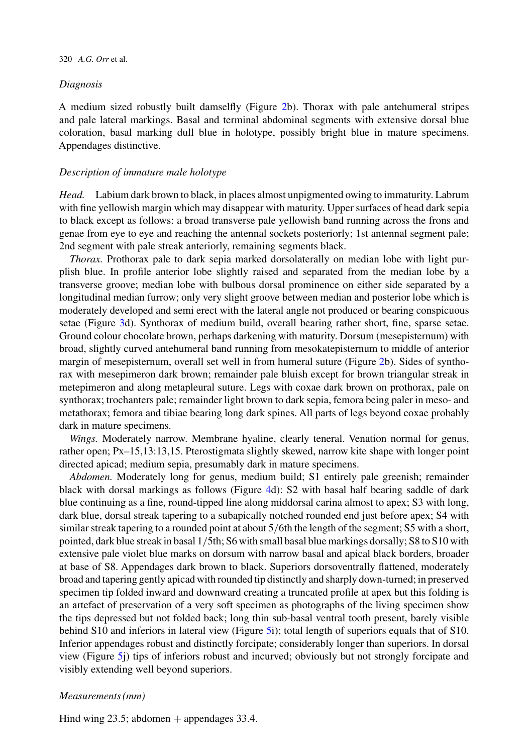### *Diagnosis*

A medium sized robustly built damselfly (Figure 2b). Thorax with pale antehumeral stripes and pale lateral markings. Basal and terminal abdominal segments with extensive dorsal blue coloration, basal marking dull blue in holotype, possibly bright blue in mature specimens. Appendages distinctive.

### *Description of immature male holotype*

*Head.* Labium dark brown to black, in places almost unpigmented owing to immaturity. Labrum with fine yellowish margin which may disappear with maturity. Upper surfaces of head dark sepia to black except as follows: a broad transverse pale yellowish band running across the frons and genae from eye to eye and reaching the antennal sockets posteriorly; 1st antennal segment pale; 2nd segment with pale streak anteriorly, remaining segments black.

*Thorax.* Prothorax pale to dark sepia marked dorsolaterally on median lobe with light purplish blue. In profile anterior lobe slightly raised and separated from the median lobe by a transverse groove; median lobe with bulbous dorsal prominence on either side separated by a longitudinal median furrow; only very slight groove between median and posterior lobe which is moderately developed and semi erect with the lateral angle not produced or bearing conspicuous setae (Figure 3d). Synthorax of medium build, overall bearing rather short, fine, sparse setae. Ground colour chocolate brown, perhaps darkening with maturity. Dorsum (mesepisternum) with broad, slightly curved antehumeral band running from mesokatepisternum to middle of anterior margin of mesepisternum, overall set well in from humeral suture (Figure 2b). Sides of synthorax with mesepimeron dark brown; remainder pale bluish except for brown triangular streak in metepimeron and along metapleural suture. Legs with coxae dark brown on prothorax, pale on synthorax; trochanters pale; remainder light brown to dark sepia, femora being paler in meso- and metathorax; femora and tibiae bearing long dark spines. All parts of legs beyond coxae probably dark in mature specimens.

*Wings.* Moderately narrow. Membrane hyaline, clearly teneral. Venation normal for genus, rather open; Px–15,13:13,15. Pterostigmata slightly skewed, narrow kite shape with longer point directed apicad; medium sepia, presumably dark in mature specimens.

*Abdomen.* Moderately long for genus, medium build; S1 entirely pale greenish; remainder black with dorsal markings as follows (Figure 4d): S2 with basal half bearing saddle of dark blue continuing as a fine, round-tipped line along middorsal carina almost to apex; S3 with long, dark blue, dorsal streak tapering to a subapically notched rounded end just before apex; S4 with similar streak tapering to a rounded point at about 5/6th the length of the segment; S5 with a short, pointed, dark blue streak in basal 1/5th; S6 with small basal blue markings dorsally; S8 to S10 with extensive pale violet blue marks on dorsum with narrow basal and apical black borders, broader at base of S8. Appendages dark brown to black. Superiors dorsoventrally flattened, moderately broad and tapering gently apicad with rounded tip distinctly and sharply down-turned; in preserved specimen tip folded inward and downward creating a truncated profile at apex but this folding is an artefact of preservation of a very soft specimen as photographs of the living specimen show the tips depressed but not folded back; long thin sub-basal ventral tooth present, barely visible behind S10 and inferiors in lateral view (Figure 5i); total length of superiors equals that of S10. Inferior appendages robust and distinctly forcipate; considerably longer than superiors. In dorsal view (Figure 5j) tips of inferiors robust and incurved; obviously but not strongly forcipate and visibly extending well beyond superiors.

### *Measurements (mm)*

Hind wing 23.5; abdomen + appendages 33.4.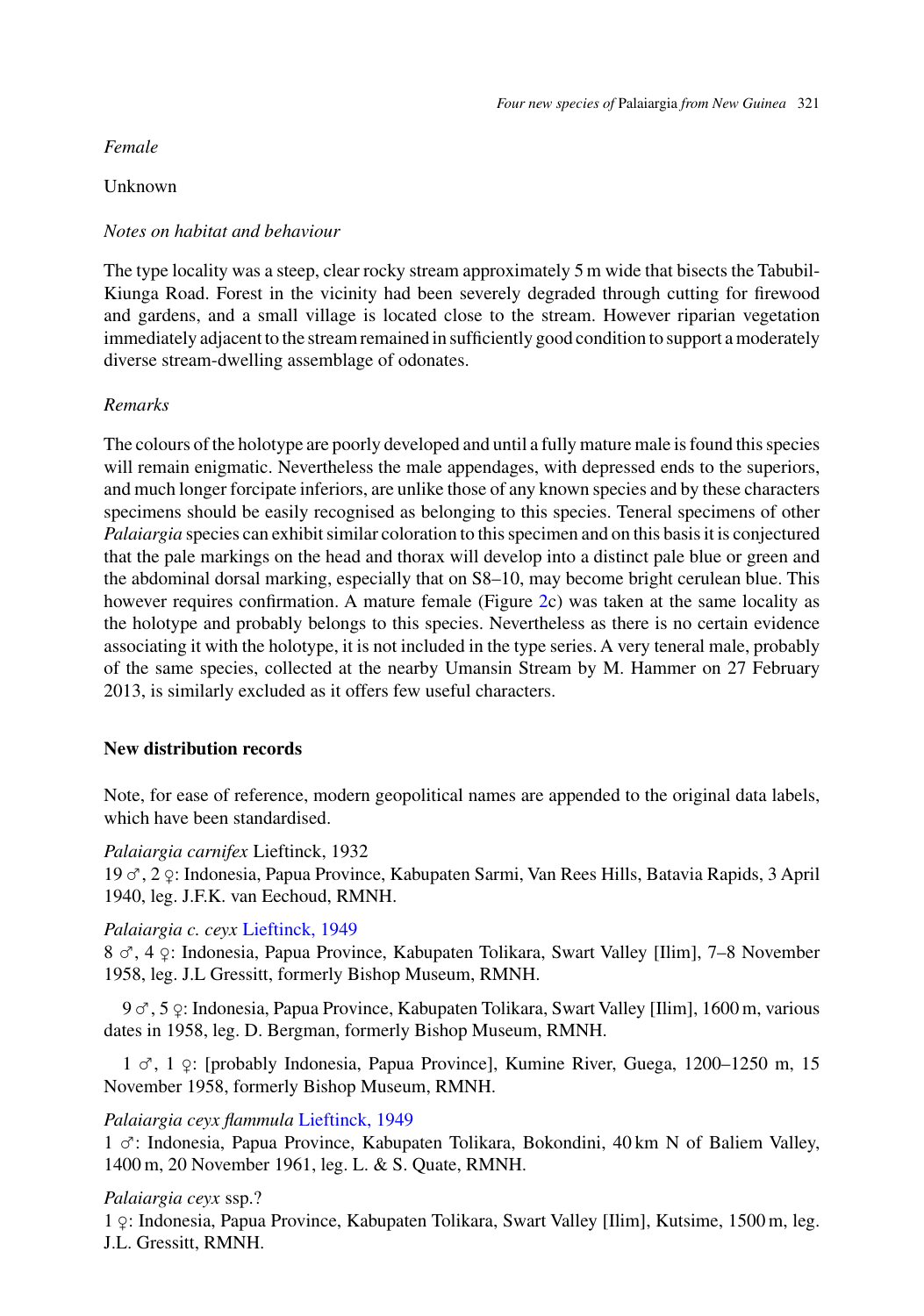*Female*

Unknown

*Notes on habitat and behaviour*

The type locality was a steep, clear rocky stream approximately 5 m wide that bisects the Tabubil-Kiunga Road. Forest in the vicinity had been severely degraded through cutting for firewood and gardens, and a small village is located close to the stream. However riparian vegetation immediately adjacent to the stream remained in sufficiently good condition to support a moderately diverse stream-dwelling assemblage of odonates.

*Remarks*

The colours of the holotype are poorly developed and until a fully mature male is found this species will remain enigmatic. Nevertheless the male appendages, with depressed ends to the superiors, and much longer forcipate inferiors, are unlike those of any known species and by these characters specimens should be easily recognised as belonging to this species. Teneral specimens of other *Palaiargia* species can exhibit similar coloration to this specimen and on this basis it is conjectured that the pale markings on the head and thorax will develop into a distinct pale blue or green and the abdominal dorsal marking, especially that on S8–10, may become bright cerulean blue. This however requires confirmation. A mature female (Figure 2c) was taken at the same locality as the holotype and probably belongs to this species. Nevertheless as there is no certain evidence associating it with the holotype, it is not included in the type series. A very teneral male, probably of the same species, collected at the nearby Umansin Stream by M. Hammer on 27 February 2013, is similarly excluded as it offers few useful characters.

## New distribution records

Note, for ease of reference, modern geopolitical names are appended to the original data labels, which have been standardised.

*Palaiargia carnifex* Lieftinck, 1932
19 ♂, 2 ♀: Indonesia, Papua Province, Kabupaten Sarmi, Van Rees Hills, Batavia Rapids, 3 April 1940, leg. J.F.K. van Eechoud, RMNH.

*Palaiargia c. ceyx* Lieftinck, 1949
8 ♂, 4 ♀: Indonesia, Papua Province, Kabupaten Tolikara, Swart Valley [Ilim], 7–8 November 1958, leg. J.L Gressitt, formerly Bishop Museum, RMNH.

9 ♂, 5 ♀: Indonesia, Papua Province, Kabupaten Tolikara, Swart Valley [Ilim], 1600 m, various dates in 1958, leg. D. Bergman, formerly Bishop Museum, RMNH.

1 ♂, 1 ♀: [probably Indonesia, Papua Province], Kumine River, Guega, 1200–1250 m, 15 November 1958, formerly Bishop Museum, RMNH.

*Palaiargia ceyx flammula* Lieftinck, 1949
1 ♂: Indonesia, Papua Province, Kabupaten Tolikara, Bokondini, 40 km N of Baliem Valley, 1400 m, 20 November 1961, leg. L. & S. Quate, RMNH.

*Palaiargia ceyx* ssp.?
1 ♀: Indonesia, Papua Province, Kabupaten Tolikara, Swart Valley [Ilim], Kutsime, 1500 m, leg. J.L. Gressitt, RMNH.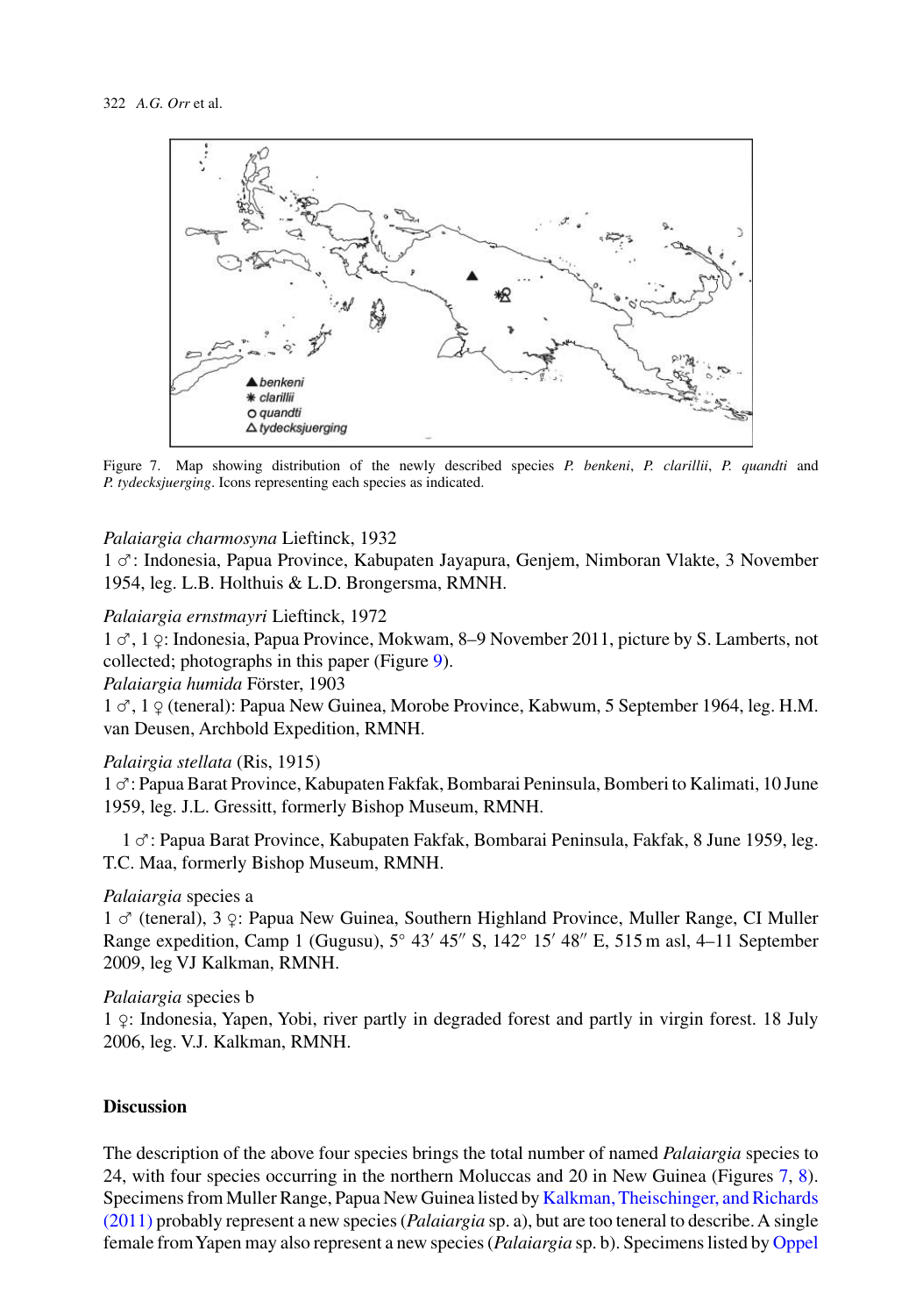Figure 7. Map showing distribution of the newly described species *P. benkeni*, *P. clarillii*, *P. quandti* and *P. tydecksjuerging*. Icons representing each species as indicated.

*Palaiargia charmosyna* Lieftinck, 1932
1 ♂: Indonesia, Papua Province, Kabupaten Jayapura, Genjem, Nimboran Vlakte, 3 November 1954, leg. L.B. Holthuis & L.D. Brongersma, RMNH.

*Palaiargia ernstmayri* Lieftinck, 1972
1 ♂, 1 ♀: Indonesia, Papua Province, Mokwam, 8–9 November 2011, picture by S. Lamberts, not collected; photographs in this paper (Figure 9).

*Palaiargia humida* Förster, 1903
1 ♂, 1 ♀ (teneral): Papua New Guinea, Morobe Province, Kabwum, 5 September 1964, leg. H.M. van Deusen, Archbold Expedition, RMNH.

*Palairgia stellata* (Ris, 1915)
1 ♂: Papua Barat Province, Kabupaten Fakfak, Bombarai Peninsula, Bomberi to Kalimati, 10 June 1959, leg. J.L. Gressitt, formerly Bishop Museum, RMNH.

1 ♂: Papua Barat Province, Kabupaten Fakfak, Bombarai Peninsula, Fakfak, 8 June 1959, leg. T.C. Maa, formerly Bishop Museum, RMNH.

*Palaiargia* species a
1 ♂ (teneral), 3 ♀: Papua New Guinea, Southern Highland Province, Muller Range, CI Muller Range expedition, Camp 1 (Gugusu), 5° 43′ 45″ S, 142° 15′ 48″ E, 515 m asl, 4–11 September 2009, leg VJ Kalkman, RMNH.

*Palaiargia* species b
1 ♀: Indonesia, Yapen, Yobi, river partly in degraded forest and partly in virgin forest. 18 July 2006, leg. V.J. Kalkman, RMNH.

## Discussion

The description of the above four species brings the total number of named *Palaiargia* species to 24, with four species occurring in the northern Moluccas and 20 in New Guinea (Figures 7, 8). Specimens from Muller Range, Papua New Guinea listed by Kalkman, Theischinger, and Richards (2011) probably represent a new species (*Palaiargia* sp. a), but are too teneral to describe. A single female from Yapen may also represent a new species (*Palaiargia* sp. b). Specimens listed by Oppel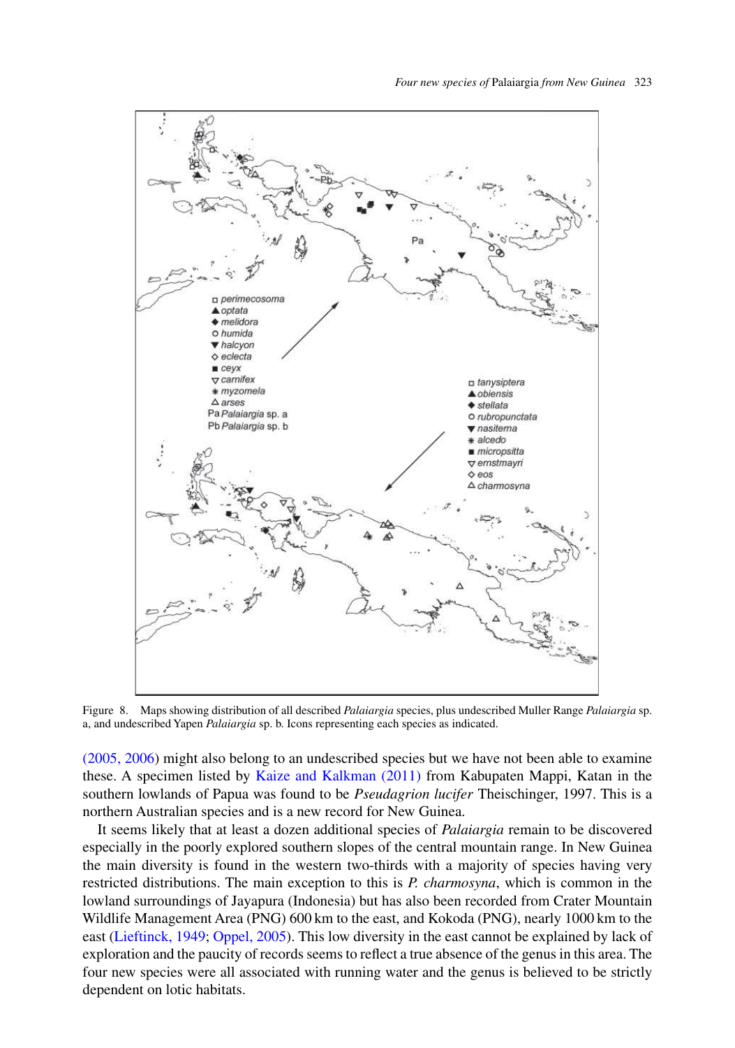Figure 8. Maps showing distribution of all described *Palaiargia* species, plus undescribed Muller Range *Palaiargia* sp. a, and undescribed Yapen *Palaiargia* sp. b. Icons representing each species as indicated.

(2005, 2006) might also belong to an undescribed species but we have not been able to examine these. A specimen listed by Kaize and Kalkman (2011) from Kabupaten Mappi, Katan in the southern lowlands of Papua was found to be *Pseudagrion lucifer* Theischinger, 1997. This is a northern Australian species and is a new record for New Guinea.

It seems likely that at least a dozen additional species of *Palaiargia* remain to be discovered especially in the poorly explored southern slopes of the central mountain range. In New Guinea the main diversity is found in the western two-thirds with a majority of species having very restricted distributions. The main exception to this is *P. charmosyna*, which is common in the lowland surroundings of Jayapura (Indonesia) but has also been recorded from Crater Mountain Wildlife Management Area (PNG) 600 km to the east, and Kokoda (PNG), nearly 1000 km to the east (Lieftinck, 1949; Oppel, 2005). This low diversity in the east cannot be explained by lack of exploration and the paucity of records seems to reflect a true absence of the genus in this area. The four new species were all associated with running water and the genus is believed to be strictly dependent on lotic habitats.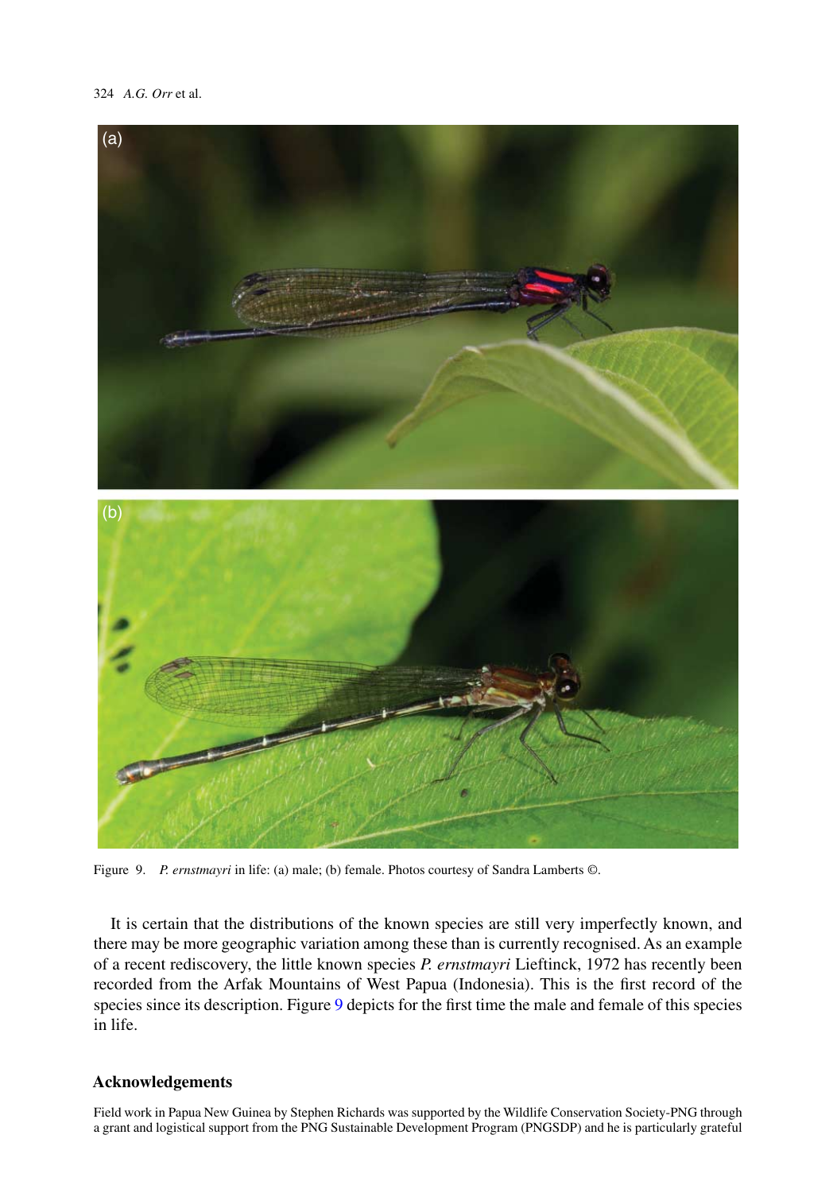Figure 9. *P. ernstmayri* in life: (a) male; (b) female. Photos courtesy of Sandra Lamberts ©.

It is certain that the distributions of the known species are still very imperfectly known, and there may be more geographic variation among these than is currently recognised. As an example of a recent rediscovery, the little known species *P. ernstmayri* Lieftinck, 1972 has recently been recorded from the Arfak Mountains of West Papua (Indonesia). This is the first record of the species since its description. Figure 9 depicts for the first time the male and female of this species in life.

## Acknowledgements

Field work in Papua New Guinea by Stephen Richards was supported by the Wildlife Conservation Society-PNG through a grant and logistical support from the PNG Sustainable Development Program (PNGSDP) and he is particularly grateful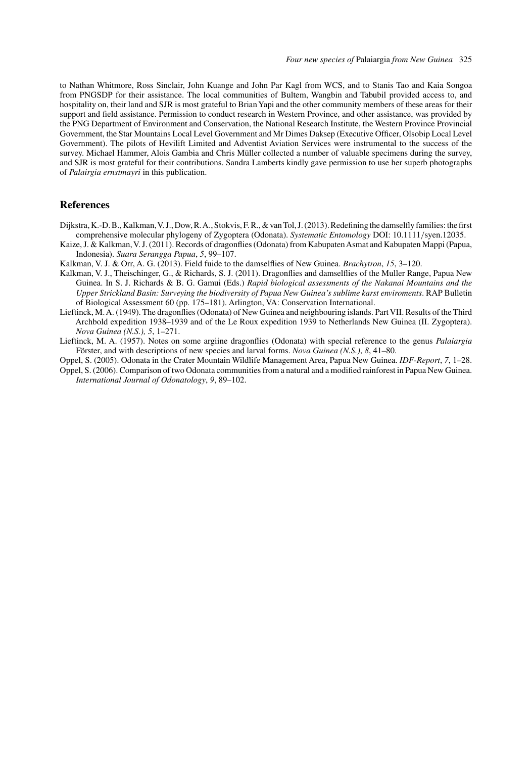to Nathan Whitmore, Ross Sinclair, John Kuange and John Par Kagl from WCS, and to Stanis Tao and Kaia Songoa from PNGSDP for their assistance. The local communities of Bultem, Wangbin and Tabubil provided access to, and hospitality on, their land and SJR is most grateful to Brian Yapi and the other community members of these areas for their support and field assistance. Permission to conduct research in Western Province, and other assistance, was provided by the PNG Department of Environment and Conservation, the National Research Institute, the Western Province Provincial Government, the Star Mountains Local Level Government and Mr Dimes Daksep (Executive Officer, Olsobip Local Level Government). The pilots of Hevilift Limited and Adventist Aviation Services were instrumental to the success of the survey. Michael Hammer, Alois Gambia and Chris Müller collected a number of valuable specimens during the survey, and SJR is most grateful for their contributions. Sandra Lamberts kindly gave permission to use her superb photographs of *Palairgia ernstmayri* in this publication.

## References

Dijkstra, K.-D. B., Kalkman, V. J., Dow, R. A., Stokvis, F. R., & van Tol, J. (2013). Redefining the damselfly families: the first comprehensive molecular phylogeny of Zygoptera (Odonata). *Systematic Entomology* DOI: 10.1111/syen.12035.

Kaize, J. & Kalkman, V. J. (2011). Records of dragonflies (Odonata) from Kabupaten Asmat and Kabupaten Mappi (Papua, Indonesia). *Suara Serangga Papua*, *5*, 99–107.

Kalkman, V. J. & Orr, A. G. (2013). Field fuide to the damselflies of New Guinea. *Brachytron*, *15*, 3–120.

Kalkman, V. J., Theischinger, G., & Richards, S. J. (2011). Dragonflies and damselflies of the Muller Range, Papua New Guinea. In S. J. Richards & B. G. Gamui (Eds.) *Rapid biological assessments of the Nakanai Mountains and the Upper Strickland Basin: Surveying the biodiversity of Papua New Guinea's sublime karst enviroments*. RAP Bulletin of Biological Assessment 60 (pp. 175–181). Arlington, VA: Conservation International.

Lieftinck, M. A. (1949). The dragonflies (Odonata) of New Guinea and neighbouring islands. Part VII. Results of the Third Archbold expedition 1938–1939 and of the Le Roux expedition 1939 to Netherlands New Guinea (II. Zygoptera). *Nova Guinea (N.S.), 5*, 1–271.

Lieftinck, M. A. (1957). Notes on some argiine dragonflies (Odonata) with special reference to the genus *Palaiargia* Förster, and with descriptions of new species and larval forms. *Nova Guinea (N.S.)*, *8*, 41–80.

Oppel, S. (2005). Odonata in the Crater Mountain Wildlife Management Area, Papua New Guinea. *IDF-Report*, *7*, 1–28.

Oppel, S. (2006). Comparison of two Odonata communities from a natural and a modified rainforest in Papua New Guinea. *International Journal of Odonatology*, *9*, 89–102.